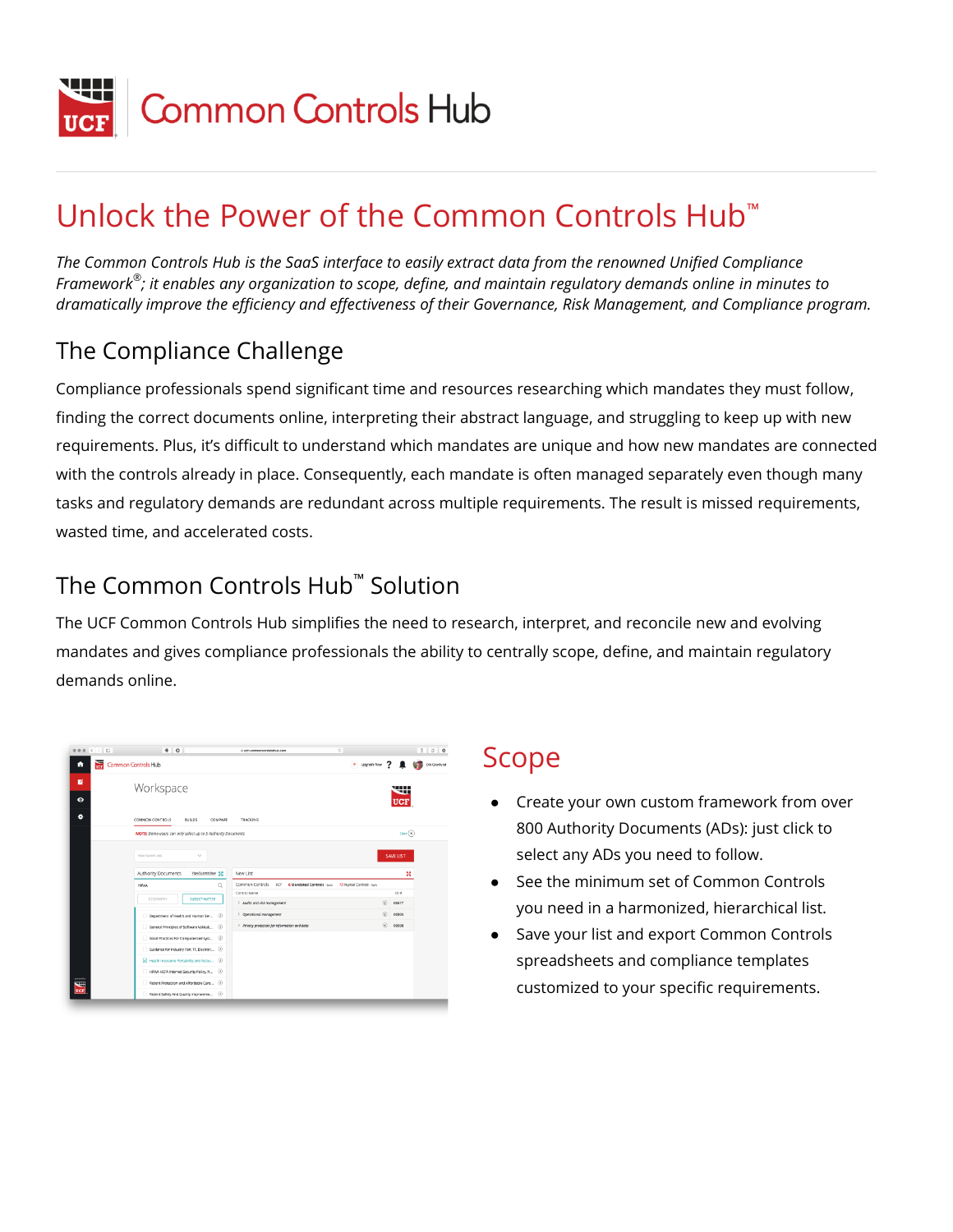# Common Controls Hub

## Unlock the Power of the Common Controls Hub™

*The Common Controls Hub is the SaaS interface to easily extract data from the renowned Unified Compliance Framework®; it enables any organization to scope, define, and maintain regulatory demands online in minutes to dramatically improve the efficiency and effectiveness of their Governance, Risk Management, and Compliance program.*

### The Compliance Challenge

Compliance professionals spend significant time and resources researching which mandates they must follow, finding the correct documents online, interpreting their abstract language, and struggling to keep up with new requirements. Plus, it's difficult to understand which mandates are unique and how new mandates are connected with the controls already in place. Consequently, each mandate is often managed separately even though many tasks and regulatory demands are redundant across multiple requirements. The result is missed requirements, wasted time, and accelerated costs.

### The Common Controls Hub™ Solution

The UCF Common Controls Hub simplifies the need to research, interpret, and reconcile new and evolving mandates and gives compliance professionals the ability to centrally scope, define, and maintain regulatory demands online.

## Scope

- Create your own custom framework from over 800 Authority Documents (ADs): just click to select any ADs you need to follow.
- See the minimum set of Common Controls you need in a harmonized, hierarchical list.
- Save your list and export Common Controls spreadsheets and compliance templates customized to your specific requirements.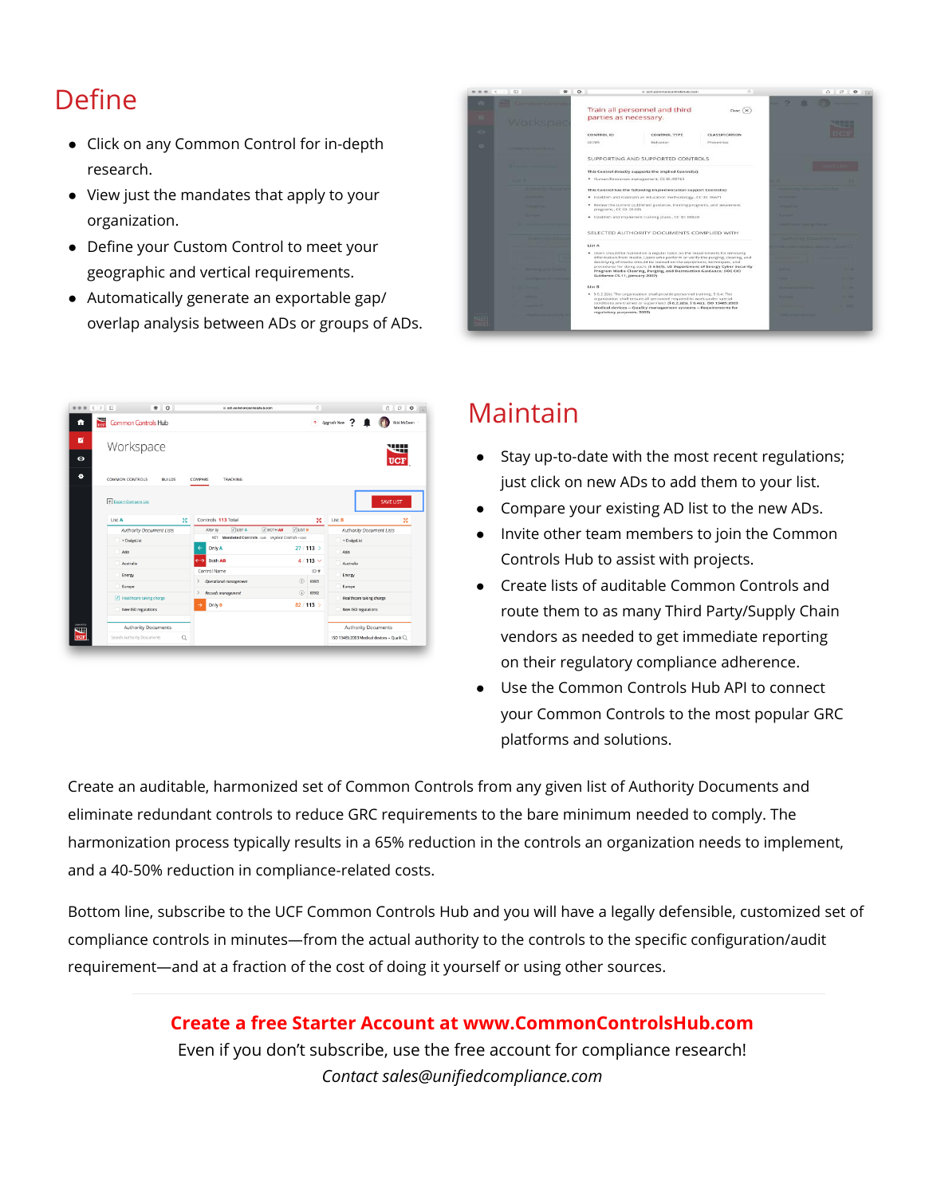# Define

- Click on any Common Control for in-depth research.
- View just the mandates that apply to your organization.
- Define your Custom Control to meet your geographic and vertical requirements.
- Automatically generate an exportable gap/overlap analysis between ADs or groups of ADs.

# Maintain

- Stay up-to-date with the most recent regulations; just click on new ADs to add them to your list.
- Compare your existing AD list to the new ADs.
- Invite other team members to join the Common Controls Hub to assist with projects.
- Create lists of auditable Common Controls and route them to as many Third Party/Supply Chain vendors as needed to get immediate reporting on their regulatory compliance adherence.
- Use the Common Controls Hub API to connect your Common Controls to the most popular GRC platforms and solutions.

Create an auditable, harmonized set of Common Controls from any given list of Authority Documents and eliminate redundant controls to reduce GRC requirements to the bare minimum needed to comply. The harmonization process typically results in a 65% reduction in the controls an organization needs to implement, and a 40-50% reduction in compliance-related costs.

Bottom line, subscribe to the UCF Common Controls Hub and you will have a legally defensible, customized set of compliance controls in minutes—from the actual authority to the controls to the specific configuration/audit requirement—and at a fraction of the cost of doing it yourself or using other sources.

---

**Create a free Starter Account at www.CommonControlsHub.com**

Even if you don't subscribe, use the free account for compliance research!

*Contact sales@unifiedcompliance.com*